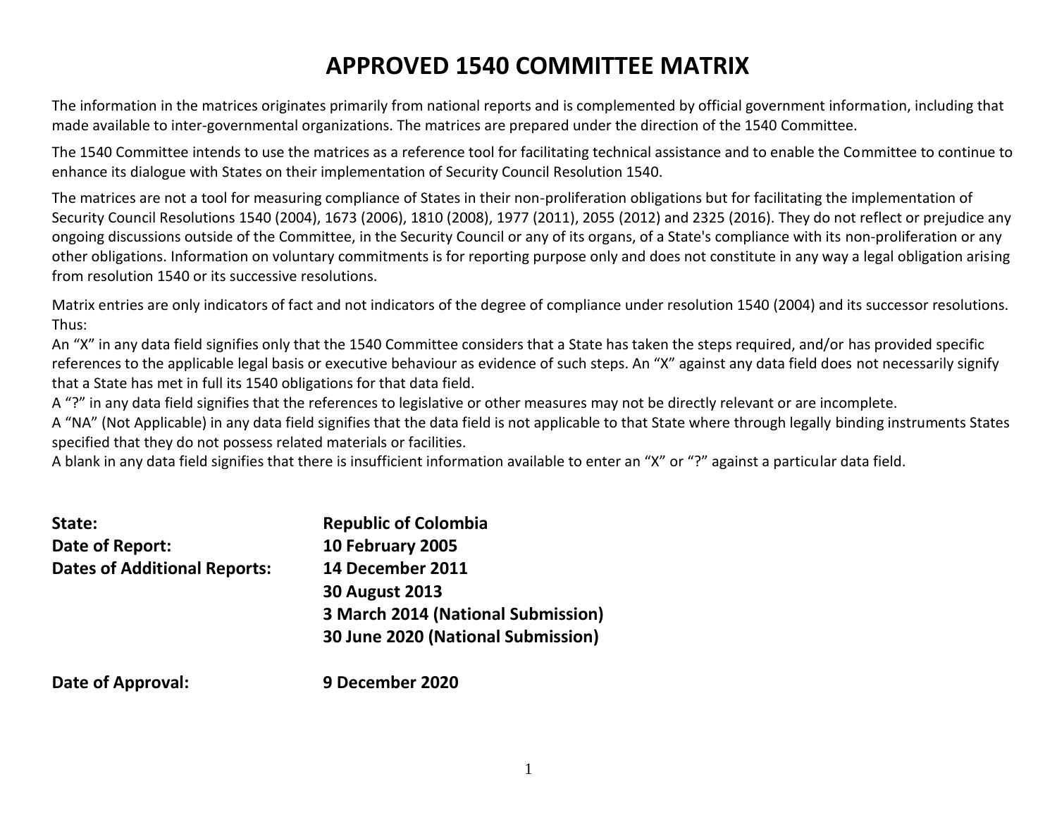# APPROVED 1540 COMMITTEE MATRIX

The information in the matrices originates primarily from national reports and is complemented by official government information, including that made available to inter-governmental organizations. The matrices are prepared under the direction of the 1540 Committee.

The 1540 Committee intends to use the matrices as a reference tool for facilitating technical assistance and to enable the Committee to continue to enhance its dialogue with States on their implementation of Security Council Resolution 1540.

The matrices are not a tool for measuring compliance of States in their non-proliferation obligations but for facilitating the implementation of Security Council Resolutions 1540 (2004), 1673 (2006), 1810 (2008), 1977 (2011), 2055 (2012) and 2325 (2016). They do not reflect or prejudice any ongoing discussions outside of the Committee, in the Security Council or any of its organs, of a State's compliance with its non-proliferation or any other obligations. Information on voluntary commitments is for reporting purpose only and does not constitute in any way a legal obligation arising from resolution 1540 or its successive resolutions.

Matrix entries are only indicators of fact and not indicators of the degree of compliance under resolution 1540 (2004) and its successor resolutions. Thus:

An “X” in any data field signifies only that the 1540 Committee considers that a State has taken the steps required, and/or has provided specific references to the applicable legal basis or executive behaviour as evidence of such steps. An “X” against any data field does not necessarily signify that a State has met in full its 1540 obligations for that data field.

A “?” in any data field signifies that the references to legislative or other measures may not be directly relevant or are incomplete.

A “NA” (Not Applicable) in any data field signifies that the data field is not applicable to that State where through legally binding instruments States specified that they do not possess related materials or facilities.

A blank in any data field signifies that there is insufficient information available to enter an “X” or “?” against a particular data field.

**State:** **Republic of Colombia**

**Date of Report:** **10 February 2005**

**Dates of Additional Reports:** **14 December 2011**
**30 August 2013**
**3 March 2014 (National Submission)**
**30 June 2020 (National Submission)**

**Date of Approval:** **9 December 2020**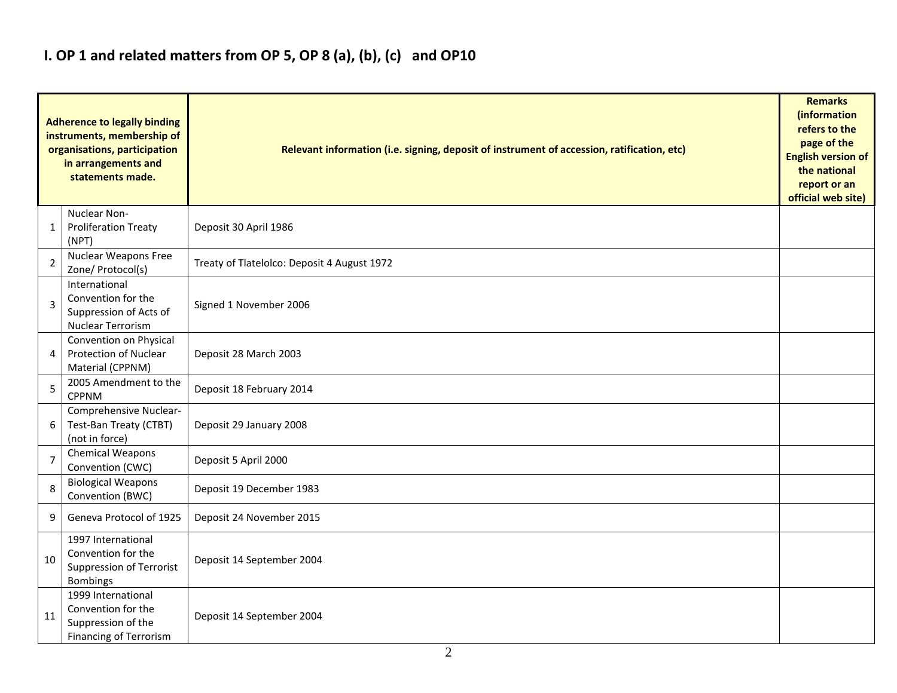# I. OP 1 and related matters from OP 5, OP 8 (a), (b), (c) and OP10

| | Adherence to legally binding instruments, membership of organisations, participation in arrangements and statements made. | Relevant information (i.e. signing, deposit of instrument of accession, ratification, etc) | Remarks (information refers to the page of the English version of the national report or an official web site) |
|---|---|---|---|
| 1 | Nuclear Non-Proliferation Treaty (NPT) | Deposit 30 April 1986 | |
| 2 | Nuclear Weapons Free Zone/ Protocol(s) | Treaty of Tlatelolco: Deposit 4 August 1972 | |
| 3 | International Convention for the Suppression of Acts of Nuclear Terrorism | Signed 1 November 2006 | |
| 4 | Convention on Physical Protection of Nuclear Material (CPPNM) | Deposit 28 March 2003 | |
| 5 | 2005 Amendment to the CPPNM | Deposit 18 February 2014 | |
| 6 | Comprehensive Nuclear-Test-Ban Treaty (CTBT) (not in force) | Deposit 29 January 2008 | |
| 7 | Chemical Weapons Convention (CWC) | Deposit 5 April 2000 | |
| 8 | Biological Weapons Convention (BWC) | Deposit 19 December 1983 | |
| 9 | Geneva Protocol of 1925 | Deposit 24 November 2015 | |
| 10 | 1997 International Convention for the Suppression of Terrorist Bombings | Deposit 14 September 2004 | |
| 11 | 1999 International Convention for the Suppression of the Financing of Terrorism | Deposit 14 September 2004 | |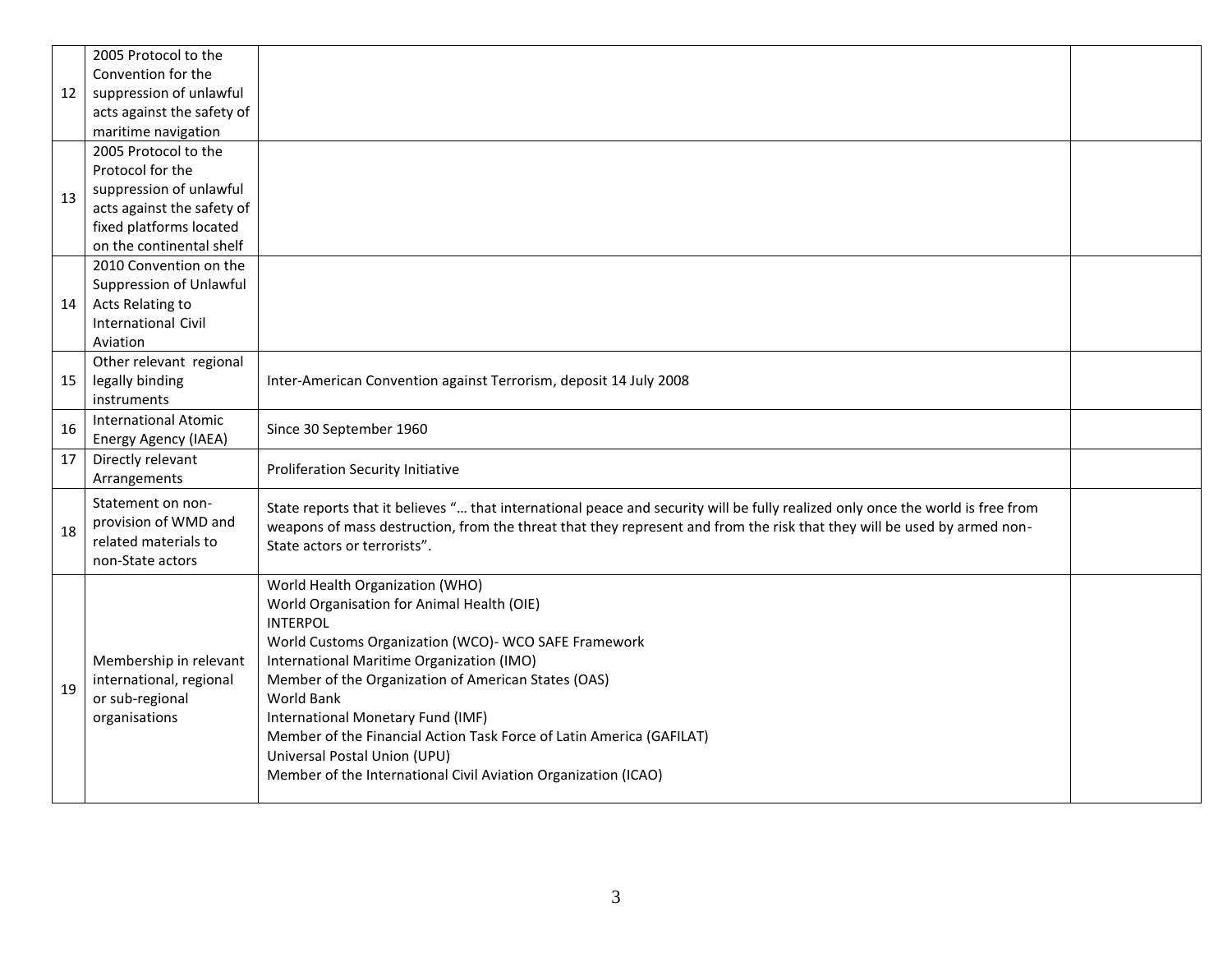| | | | |
|---|---|---|---|
| 12 | 2005 Protocol to the Convention for the suppression of unlawful acts against the safety of maritime navigation | | |
| 13 | 2005 Protocol to the Protocol for the suppression of unlawful acts against the safety of fixed platforms located on the continental shelf | | |
| 14 | 2010 Convention on the Suppression of Unlawful Acts Relating to International Civil Aviation | | |
| 15 | Other relevant regional legally binding instruments | Inter-American Convention against Terrorism, deposit 14 July 2008 | |
| 16 | International Atomic Energy Agency (IAEA) | Since 30 September 1960 | |
| 17 | Directly relevant Arrangements | Proliferation Security Initiative | |
| 18 | Statement on non-provision of WMD and related materials to non-State actors | State reports that it believes "… that international peace and security will be fully realized only once the world is free from weapons of mass destruction, from the threat that they represent and from the risk that they will be used by armed non-State actors or terrorists". | |
| 19 | Membership in relevant international, regional or sub-regional organisations | World Health Organization (WHO)<br>World Organisation for Animal Health (OIE)<br>INTERPOL<br>World Customs Organization (WCO)- WCO SAFE Framework<br>International Maritime Organization (IMO)<br>Member of the Organization of American States (OAS)<br>World Bank<br>International Monetary Fund (IMF)<br>Member of the Financial Action Task Force of Latin America (GAFILAT)<br>Universal Postal Union (UPU)<br>Member of the International Civil Aviation Organization (ICAO) | |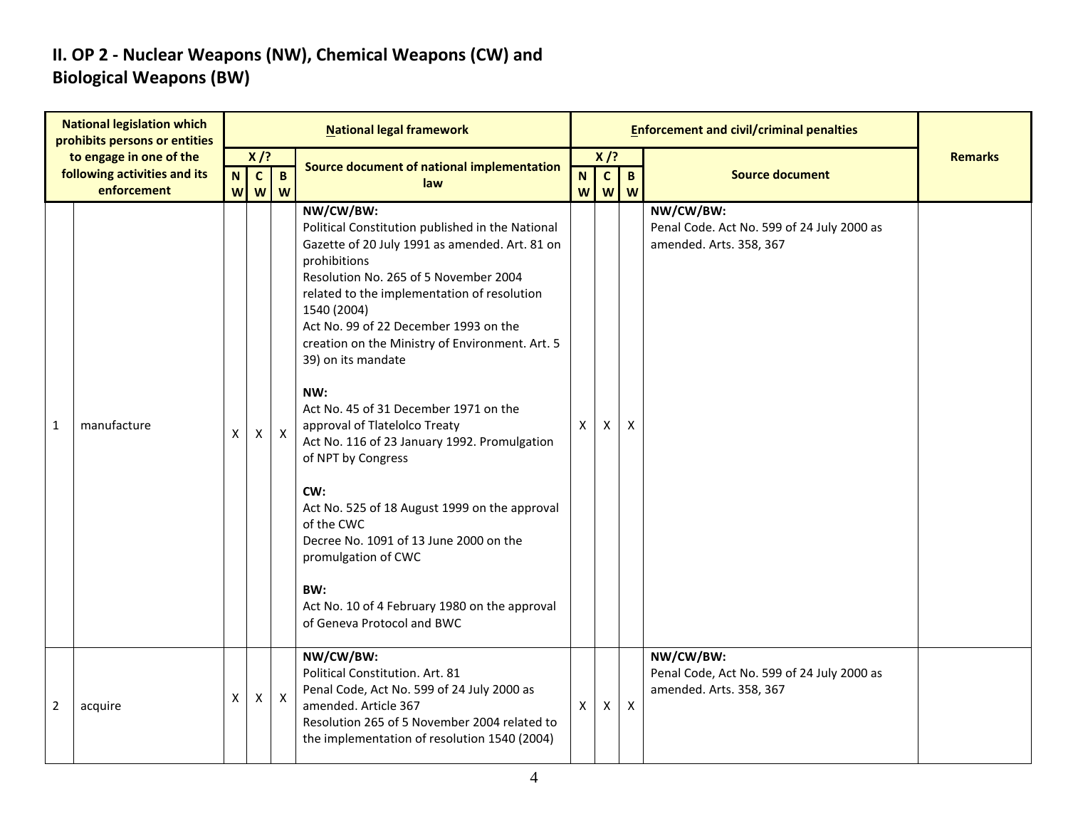## II. OP 2 - Nuclear Weapons (NW), Chemical Weapons (CW) and Biological Weapons (BW)

| National legislation which prohibits persons or entities to engage in one of the following activities and its enforcement | | National legal framework | | | | Enforcement and civil/criminal penalties | | | | Remarks |
|---|---|---|---|---|---|---|---|---|---|---|
| | | X /? | | | Source document of national implementation law | X /? | | | Source document | |
| | | NW | CW | BW | | NW | CW | BW | | |
| 1 | manufacture | X | X | X | **NW/CW/BW:**<br>Political Constitution published in the National Gazette of 20 July 1991 as amended. Art. 81 on prohibitions<br>Resolution No. 265 of 5 November 2004 related to the implementation of resolution 1540 (2004)<br>Act No. 99 of 22 December 1993 on the creation on the Ministry of Environment. Art. 5 39) on its mandate<br><br>**NW:**<br>Act No. 45 of 31 December 1971 on the approval of Tlatelolco Treaty<br>Act No. 116 of 23 January 1992. Promulgation of NPT by Congress<br><br>**CW:**<br>Act No. 525 of 18 August 1999 on the approval of the CWC<br>Decree No. 1091 of 13 June 2000 on the promulgation of CWC<br><br>**BW:**<br>Act No. 10 of 4 February 1980 on the approval of Geneva Protocol and BWC | X | X | X | **NW/CW/BW:**<br>Penal Code. Act No. 599 of 24 July 2000 as amended. Arts. 358, 367 | |
| 2 | acquire | X | X | X | **NW/CW/BW:**<br>Political Constitution. Art. 81<br>Penal Code, Act No. 599 of 24 July 2000 as amended. Article 367<br>Resolution 265 of 5 November 2004 related to the implementation of resolution 1540 (2004) | X | X | X | **NW/CW/BW:**<br>Penal Code, Act No. 599 of 24 July 2000 as amended. Arts. 358, 367 | |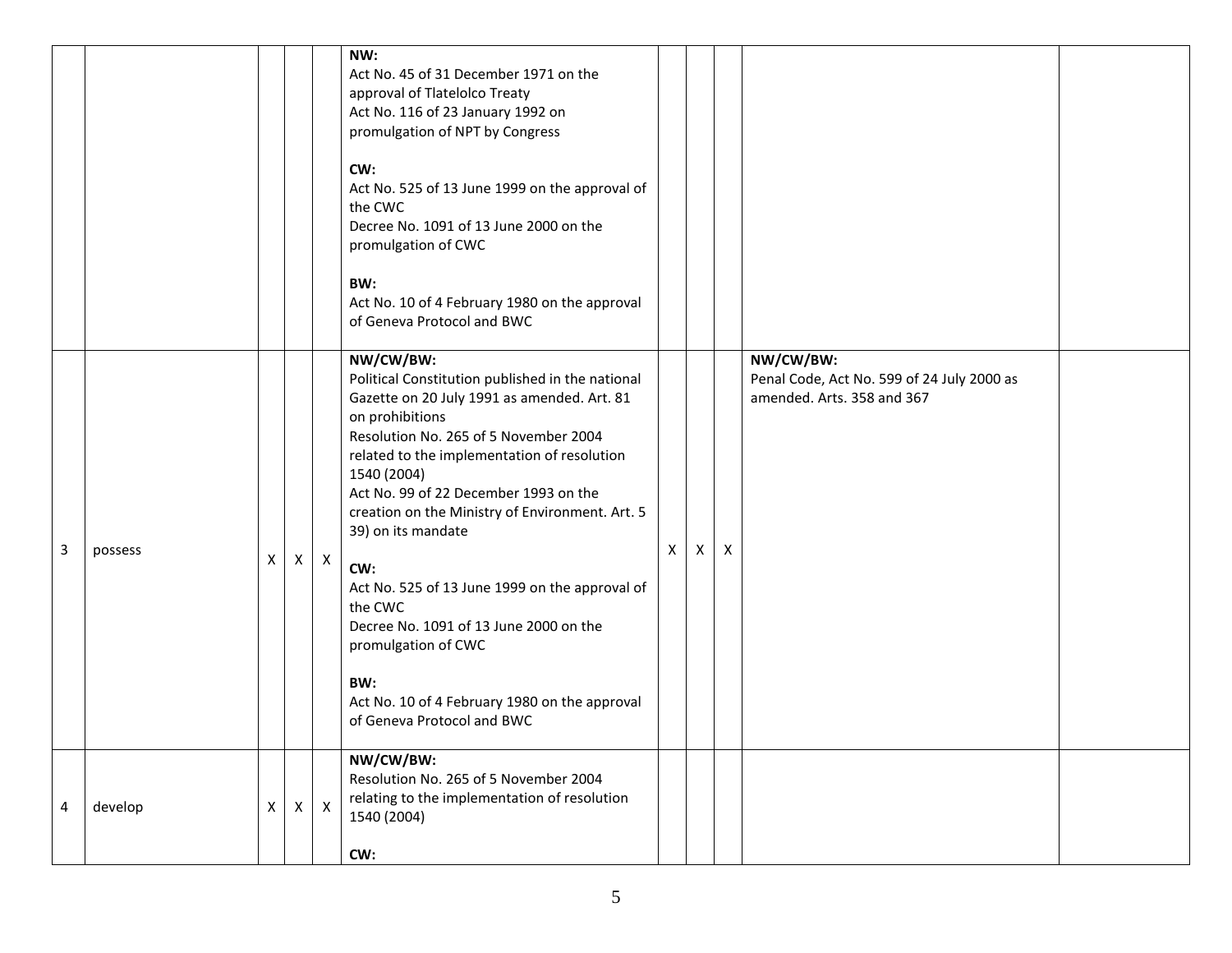| | | | | | | | | | | |
|---|---|---|---|---|---|---|---|---|---|---|
| | | | | | **NW:**<br>Act No. 45 of 31 December 1971 on the approval of Tlatelolco Treaty<br>Act No. 116 of 23 January 1992 on promulgation of NPT by Congress<br><br>**CW:**<br>Act No. 525 of 13 June 1999 on the approval of the CWC<br>Decree No. 1091 of 13 June 2000 on the promulgation of CWC<br><br>**BW:**<br>Act No. 10 of 4 February 1980 on the approval of Geneva Protocol and BWC | | | | | |
| 3 | possess | X | X | X | **NW/CW/BW:**<br>Political Constitution published in the national Gazette on 20 July 1991 as amended. Art. 81 on prohibitions<br>Resolution No. 265 of 5 November 2004 related to the implementation of resolution 1540 (2004)<br>Act No. 99 of 22 December 1993 on the creation on the Ministry of Environment. Art. 5 39) on its mandate<br><br>**CW:**<br>Act No. 525 of 13 June 1999 on the approval of the CWC<br>Decree No. 1091 of 13 June 2000 on the promulgation of CWC<br><br>**BW:**<br>Act No. 10 of 4 February 1980 on the approval of Geneva Protocol and BWC | X | X | X | **NW/CW/BW:**<br>Penal Code, Act No. 599 of 24 July 2000 as amended. Arts. 358 and 367 | |
| 4 | develop | X | X | X | **NW/CW/BW:**<br>Resolution No. 265 of 5 November 2004 relating to the implementation of resolution 1540 (2004)<br><br>**CW:** | | | | | |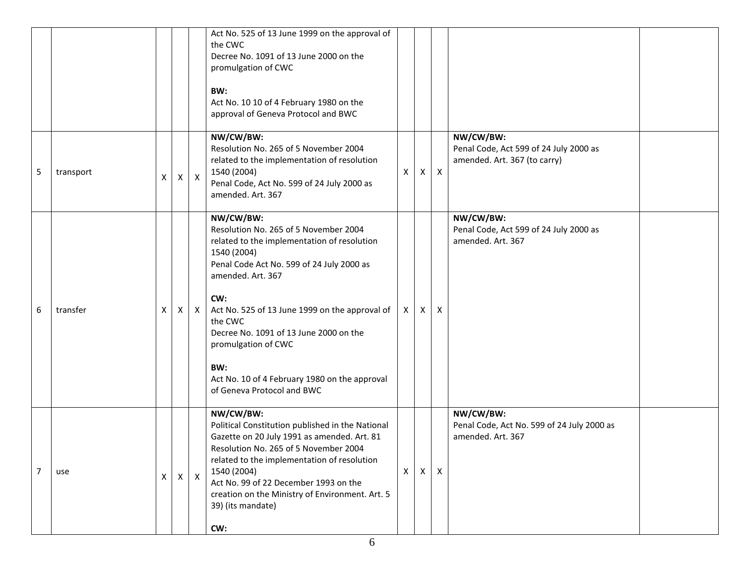| | | | | | | | | | | |
|---|---|---|---|---|---|---|---|---|---|---|
| | | | | | Act No. 525 of 13 June 1999 on the approval of the CWC<br>Decree No. 1091 of 13 June 2000 on the promulgation of CWC<br><br>**BW:**<br>Act No. 10 10 of 4 February 1980 on the approval of Geneva Protocol and BWC | | | | | |
| 5 | transport | X | X | X | **NW/CW/BW:**<br>Resolution No. 265 of 5 November 2004 related to the implementation of resolution 1540 (2004)<br>Penal Code, Act No. 599 of 24 July 2000 as amended. Art. 367 | X | X | X | **NW/CW/BW:**<br>Penal Code, Act 599 of 24 July 2000 as amended. Art. 367 (to carry) | |
| 6 | transfer | X | X | X | **NW/CW/BW:**<br>Resolution No. 265 of 5 November 2004 related to the implementation of resolution 1540 (2004)<br>Penal Code Act No. 599 of 24 July 2000 as amended. Art. 367<br><br>**CW:**<br>Act No. 525 of 13 June 1999 on the approval of the CWC<br>Decree No. 1091 of 13 June 2000 on the promulgation of CWC<br><br>**BW:**<br>Act No. 10 of 4 February 1980 on the approval of Geneva Protocol and BWC | X | X | X | **NW/CW/BW:**<br>Penal Code, Act 599 of 24 July 2000 as amended. Art. 367 | |
| 7 | use | X | X | X | **NW/CW/BW:**<br>Political Constitution published in the National Gazette on 20 July 1991 as amended. Art. 81<br>Resolution No. 265 of 5 November 2004 related to the implementation of resolution 1540 (2004)<br>Act No. 99 of 22 December 1993 on the creation on the Ministry of Environment. Art. 5 39) (its mandate)<br><br>**CW:** | X | X | X | **NW/CW/BW:**<br>Penal Code, Act No. 599 of 24 July 2000 as amended. Art. 367 | |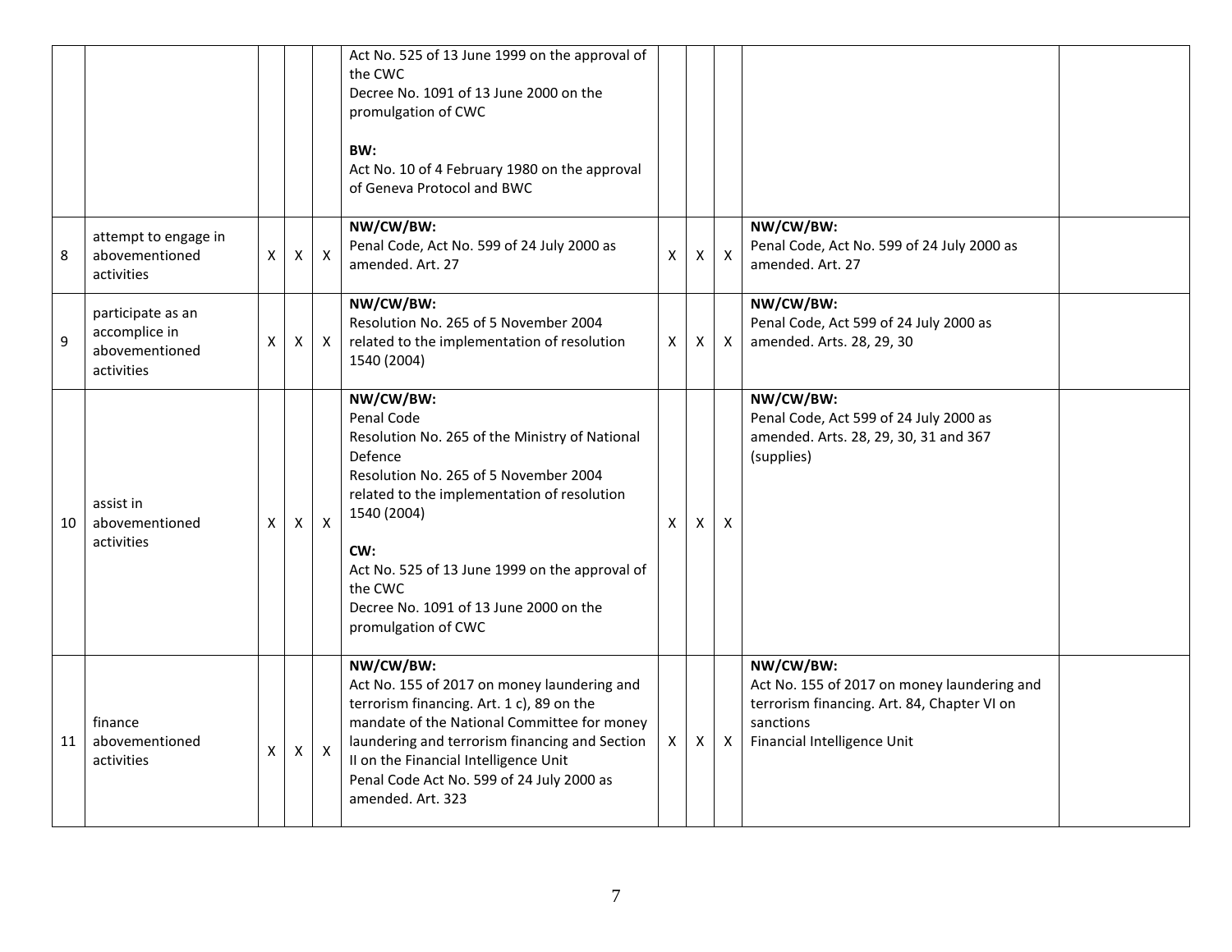| | | | | | | | | | | |
|---|---|---|---|---|---|---|---|---|---|---|
| | | | | | Act No. 525 of 13 June 1999 on the approval of the CWC<br>Decree No. 1091 of 13 June 2000 on the promulgation of CWC<br><br>**BW:**<br>Act No. 10 of 4 February 1980 on the approval of Geneva Protocol and BWC | | | | | |
| 8 | attempt to engage in abovementioned activities | X | X | X | **NW/CW/BW:**<br>Penal Code, Act No. 599 of 24 July 2000 as amended. Art. 27 | X | X | X | **NW/CW/BW:**<br>Penal Code, Act No. 599 of 24 July 2000 as amended. Art. 27 | |
| 9 | participate as an accomplice in abovementioned activities | X | X | X | **NW/CW/BW:**<br>Resolution No. 265 of 5 November 2004 related to the implementation of resolution 1540 (2004) | X | X | X | **NW/CW/BW:**<br>Penal Code, Act 599 of 24 July 2000 as amended. Arts. 28, 29, 30 | |
| 10 | assist in abovementioned activities | X | X | X | **NW/CW/BW:**<br>Penal Code<br>Resolution No. 265 of the Ministry of National Defence<br>Resolution No. 265 of 5 November 2004 related to the implementation of resolution 1540 (2004)<br><br>**CW:**<br>Act No. 525 of 13 June 1999 on the approval of the CWC<br>Decree No. 1091 of 13 June 2000 on the promulgation of CWC | X | X | X | **NW/CW/BW:**<br>Penal Code, Act 599 of 24 July 2000 as amended. Arts. 28, 29, 30, 31 and 367 (supplies) | |
| 11 | finance abovementioned activities | X | X | X | **NW/CW/BW:**<br>Act No. 155 of 2017 on money laundering and terrorism financing. Art. 1 c), 89 on the mandate of the National Committee for money laundering and terrorism financing and Section II on the Financial Intelligence Unit<br>Penal Code Act No. 599 of 24 July 2000 as amended. Art. 323 | X | X | X | **NW/CW/BW:**<br>Act No. 155 of 2017 on money laundering and terrorism financing. Art. 84, Chapter VI on sanctions<br>Financial Intelligence Unit | |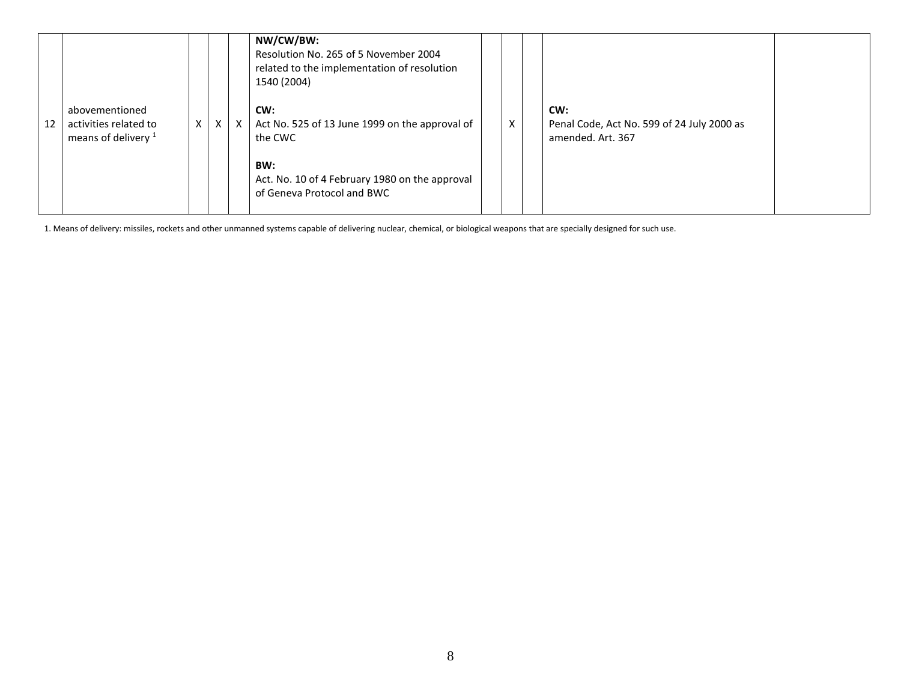| 12 | abovementioned activities related to means of delivery [1] | X | X | X | **NW/CW/BW:**<br>Resolution No. 265 of 5 November 2004 related to the implementation of resolution 1540 (2004)<br><br>**CW:**<br>Act No. 525 of 13 June 1999 on the approval of the CWC<br><br>**BW:**<br>Act. No. 10 of 4 February 1980 on the approval of Geneva Protocol and BWC | | X | | **CW:**<br>Penal Code, Act No. 599 of 24 July 2000 as amended. Art. 367 | |
|---|---|---|---|---|---|---|---|---|---|---|

1. Means of delivery: missiles, rockets and other unmanned systems capable of delivering nuclear, chemical, or biological weapons that are specially designed for such use.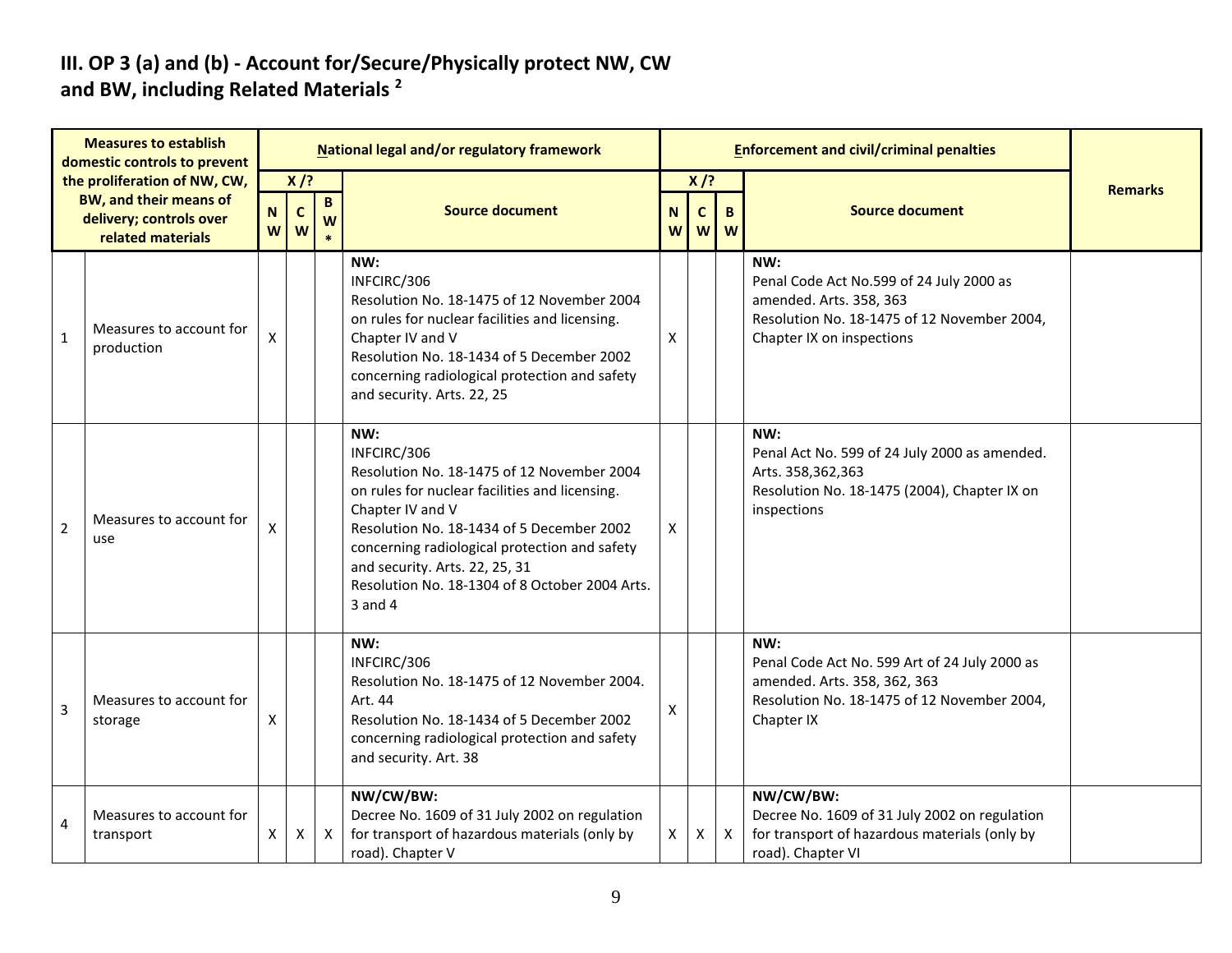### III. OP 3 (a) and (b) - Account for/Secure/Physically protect NW, CW and BW, including Related Materials [2]

| | Measures to establish domestic controls to prevent the proliferation of NW, CW, BW, and their means of delivery; controls over related materials | National legal and/or regulatory framework | | | | Enforcement and civil/criminal penalties | | | | Remarks |
|---|---|---|---|---|---|---|---|---|---|---|
| | | X /? | | | Source document | X /? | | | Source document | |
| | | NW | CW | BW* | | NW | CW | BW | | |
| 1 | Measures to account for production | X | | | **NW:**<br>INFCIRC/306<br>Resolution No. 18-1475 of 12 November 2004 on rules for nuclear facilities and licensing. Chapter IV and V<br>Resolution No. 18-1434 of 5 December 2002 concerning radiological protection and safety and security. Arts. 22, 25 | X | | | **NW:**<br>Penal Code Act No.599 of 24 July 2000 as amended. Arts. 358, 363<br>Resolution No. 18-1475 of 12 November 2004, Chapter IX on inspections | |
| 2 | Measures to account for use | X | | | **NW:**<br>INFCIRC/306<br>Resolution No. 18-1475 of 12 November 2004 on rules for nuclear facilities and licensing. Chapter IV and V<br>Resolution No. 18-1434 of 5 December 2002 concerning radiological protection and safety and security. Arts. 22, 25, 31<br>Resolution No. 18-1304 of 8 October 2004 Arts. 3 and 4 | X | | | **NW:**<br>Penal Act No. 599 of 24 July 2000 as amended. Arts. 358,362,363<br>Resolution No. 18-1475 (2004), Chapter IX on inspections | |
| 3 | Measures to account for storage | X | | | **NW:**<br>INFCIRC/306<br>Resolution No. 18-1475 of 12 November 2004. Art. 44<br>Resolution No. 18-1434 of 5 December 2002 concerning radiological protection and safety and security. Art. 38 | X | | | **NW:**<br>Penal Code Act No. 599 Art of 24 July 2000 as amended. Arts. 358, 362, 363<br>Resolution No. 18-1475 of 12 November 2004, Chapter IX | |
| 4 | Measures to account for transport | X | X | X | **NW/CW/BW:**<br>Decree No. 1609 of 31 July 2002 on regulation for transport of hazardous materials (only by road). Chapter V | X | X | X | **NW/CW/BW:**<br>Decree No. 1609 of 31 July 2002 on regulation for transport of hazardous materials (only by road). Chapter VI | |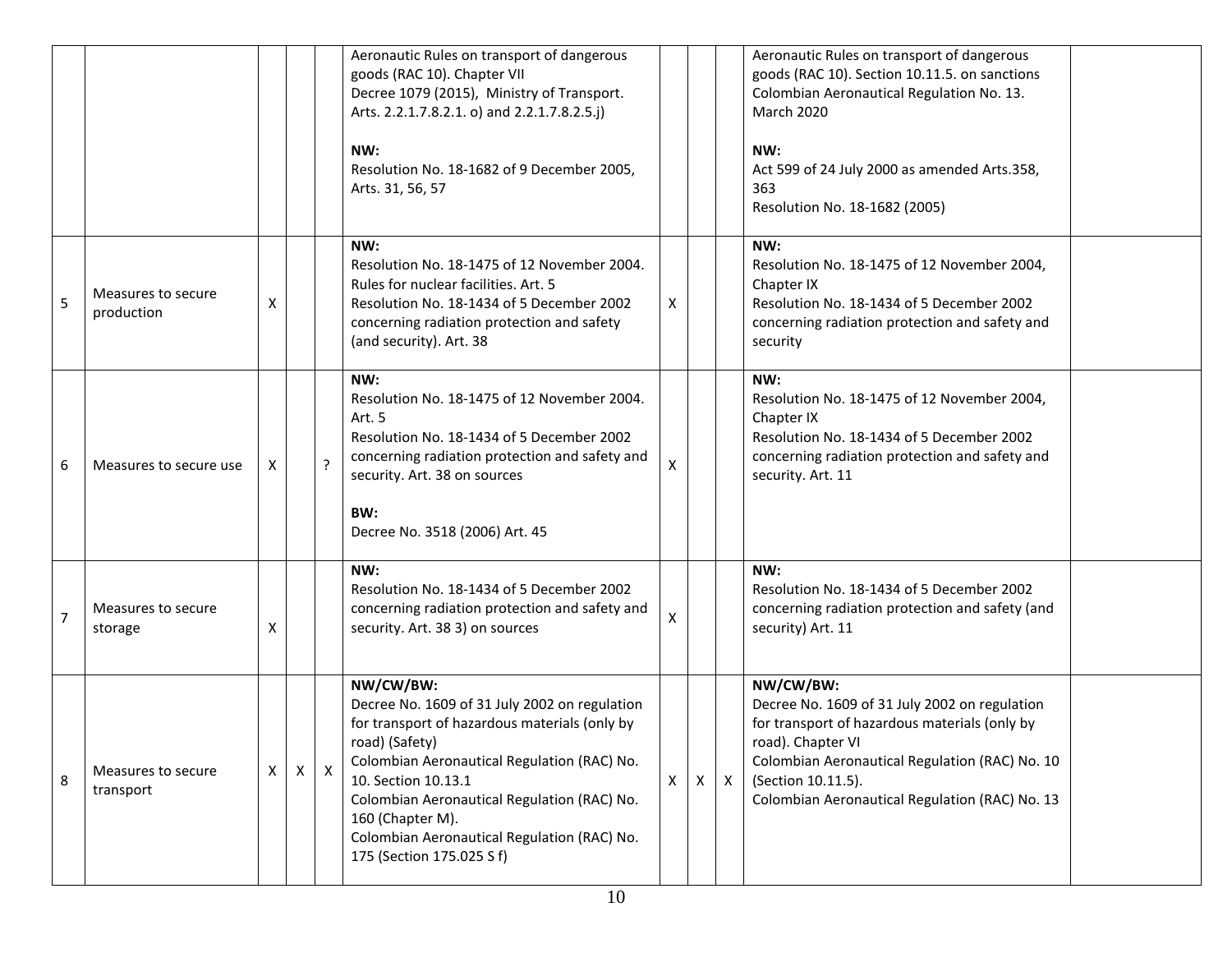| | | | | | | | | | | |
|---|---|---|---|---|---|---|---|---|---|---|
| | | | | | Aeronautic Rules on transport of dangerous goods (RAC 10). Chapter VII<br>Decree 1079 (2015), Ministry of Transport. Arts. 2.2.1.7.8.2.1. o) and 2.2.1.7.8.2.5.j)<br><br>**NW:**<br>Resolution No. 18-1682 of 9 December 2005, Arts. 31, 56, 57 | | | | Aeronautic Rules on transport of dangerous goods (RAC 10). Section 10.11.5. on sanctions<br>Colombian Aeronautical Regulation No. 13. March 2020<br><br>**NW:**<br>Act 599 of 24 July 2000 as amended Arts.358, 363<br>Resolution No. 18-1682 (2005) | |
| 5 | Measures to secure production | X | | | **NW:**<br>Resolution No. 18-1475 of 12 November 2004. Rules for nuclear facilities. Art. 5<br>Resolution No. 18-1434 of 5 December 2002 concerning radiation protection and safety (and security). Art. 38 | X | | | **NW:**<br>Resolution No. 18-1475 of 12 November 2004, Chapter IX<br>Resolution No. 18-1434 of 5 December 2002 concerning radiation protection and safety and security | |
| 6 | Measures to secure use | X | | ? | **NW:**<br>Resolution No. 18-1475 of 12 November 2004. Art. 5<br>Resolution No. 18-1434 of 5 December 2002 concerning radiation protection and safety and security. Art. 38 on sources<br><br>**BW:**<br>Decree No. 3518 (2006) Art. 45 | X | | | **NW:**<br>Resolution No. 18-1475 of 12 November 2004, Chapter IX<br>Resolution No. 18-1434 of 5 December 2002 concerning radiation protection and safety and security. Art. 11 | |
| 7 | Measures to secure storage | X | | | **NW:**<br>Resolution No. 18-1434 of 5 December 2002 concerning radiation protection and safety and security. Art. 38 3) on sources | X | | | **NW:**<br>Resolution No. 18-1434 of 5 December 2002 concerning radiation protection and safety (and security) Art. 11 | |
| 8 | Measures to secure transport | X | X | X | **NW/CW/BW:**<br>Decree No. 1609 of 31 July 2002 on regulation for transport of hazardous materials (only by road) (Safety)<br>Colombian Aeronautical Regulation (RAC) No. 10. Section 10.13.1<br>Colombian Aeronautical Regulation (RAC) No. 160 (Chapter M).<br>Colombian Aeronautical Regulation (RAC) No. 175 (Section 175.025 S f) | X | X | X | **NW/CW/BW:**<br>Decree No. 1609 of 31 July 2002 on regulation for transport of hazardous materials (only by road). Chapter VI<br>Colombian Aeronautical Regulation (RAC) No. 10 (Section 10.11.5).<br>Colombian Aeronautical Regulation (RAC) No. 13 | |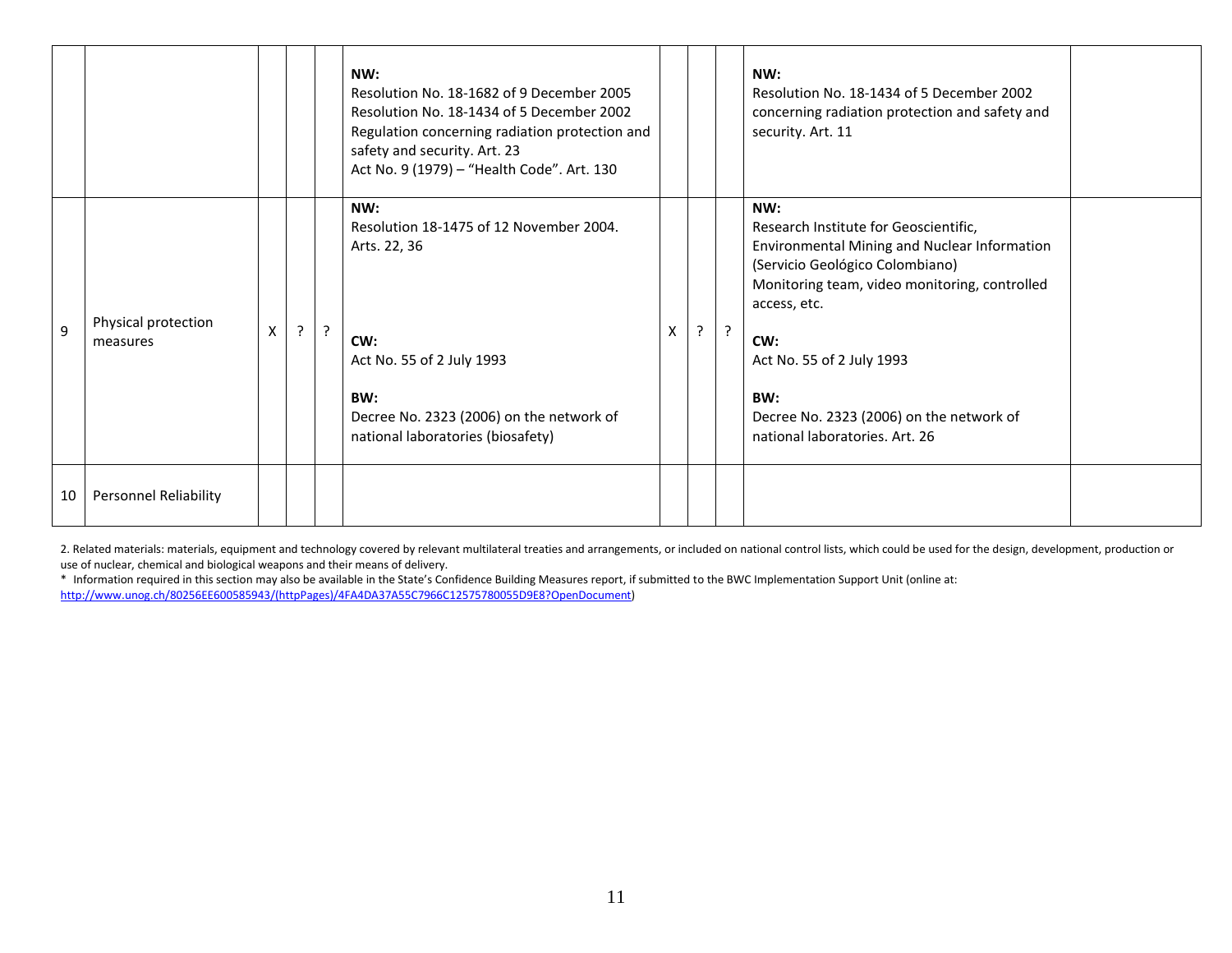|  |  |  |  |  |  |  |  |  |  |
|---|---|---|---|---|---|---|---|---|---|
|  |  |  |  |  | **NW:**<br>Resolution No. 18-1682 of 9 December 2005<br>Resolution No. 18-1434 of 5 December 2002<br>Regulation concerning radiation protection and safety and security. Art. 23<br>Act No. 9 (1979) – "Health Code". Art. 130 |  |  |  | **NW:**<br>Resolution No. 18-1434 of 5 December 2002 concerning radiation protection and safety and security. Art. 11 |  |
| 9 | Physical protection measures | X | ? | ? | **NW:**<br>Resolution 18-1475 of 12 November 2004. Arts. 22, 36<br><br>**CW:**<br>Act No. 55 of 2 July 1993<br><br>**BW:**<br>Decree No. 2323 (2006) on the network of national laboratories (biosafety) | X | ? | ? | **NW:**<br>Research Institute for Geoscientific, Environmental Mining and Nuclear Information (Servicio Geológico Colombiano)<br>Monitoring team, video monitoring, controlled access, etc.<br><br>**CW:**<br>Act No. 55 of 2 July 1993<br><br>**BW:**<br>Decree No. 2323 (2006) on the network of national laboratories. Art. 26 |  |
| 10 | Personnel Reliability |  |  |  |  |  |  |  |  |  |

2. Related materials: materials, equipment and technology covered by relevant multilateral treaties and arrangements, or included on national control lists, which could be used for the design, development, production or use of nuclear, chemical and biological weapons and their means of delivery.

\* Information required in this section may also be available in the State's Confidence Building Measures report, if submitted to the BWC Implementation Support Unit (online at: http://www.unog.ch/80256EE600585943/(httpPages)/4FA4DA37A55C7966C12575780055D9E8?OpenDocument)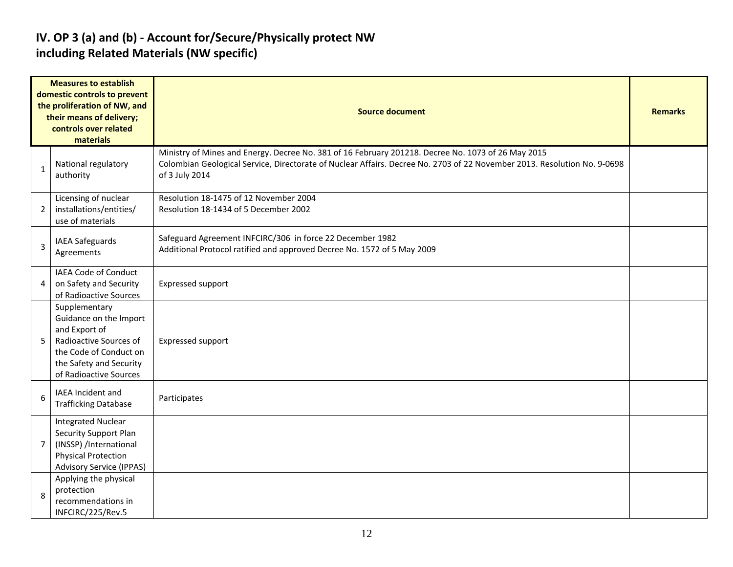# IV. OP 3 (a) and (b) - Account for/Secure/Physically protect NW including Related Materials (NW specific)

| | Measures to establish domestic controls to prevent the proliferation of NW, and their means of delivery; controls over related materials | Source document | Remarks |
|---|---|---|---|
| 1 | National regulatory authority | Ministry of Mines and Energy. Decree No. 381 of 16 February 201218. Decree No. 1073 of 26 May 2015<br>Colombian Geological Service, Directorate of Nuclear Affairs. Decree No. 2703 of 22 November 2013. Resolution No. 9-0698 of 3 July 2014 | |
| 2 | Licensing of nuclear installations/entities/ use of materials | Resolution 18-1475 of 12 November 2004<br>Resolution 18-1434 of 5 December 2002 | |
| 3 | IAEA Safeguards Agreements | Safeguard Agreement INFCIRC/306 in force 22 December 1982<br>Additional Protocol ratified and approved Decree No. 1572 of 5 May 2009 | |
| 4 | IAEA Code of Conduct on Safety and Security of Radioactive Sources | Expressed support | |
| 5 | Supplementary Guidance on the Import and Export of Radioactive Sources of the Code of Conduct on the Safety and Security of Radioactive Sources | Expressed support | |
| 6 | IAEA Incident and Trafficking Database | Participates | |
| 7 | Integrated Nuclear Security Support Plan (INSSP) /International Physical Protection Advisory Service (IPPAS) | | |
| 8 | Applying the physical protection recommendations in INFCIRC/225/Rev.5 | | |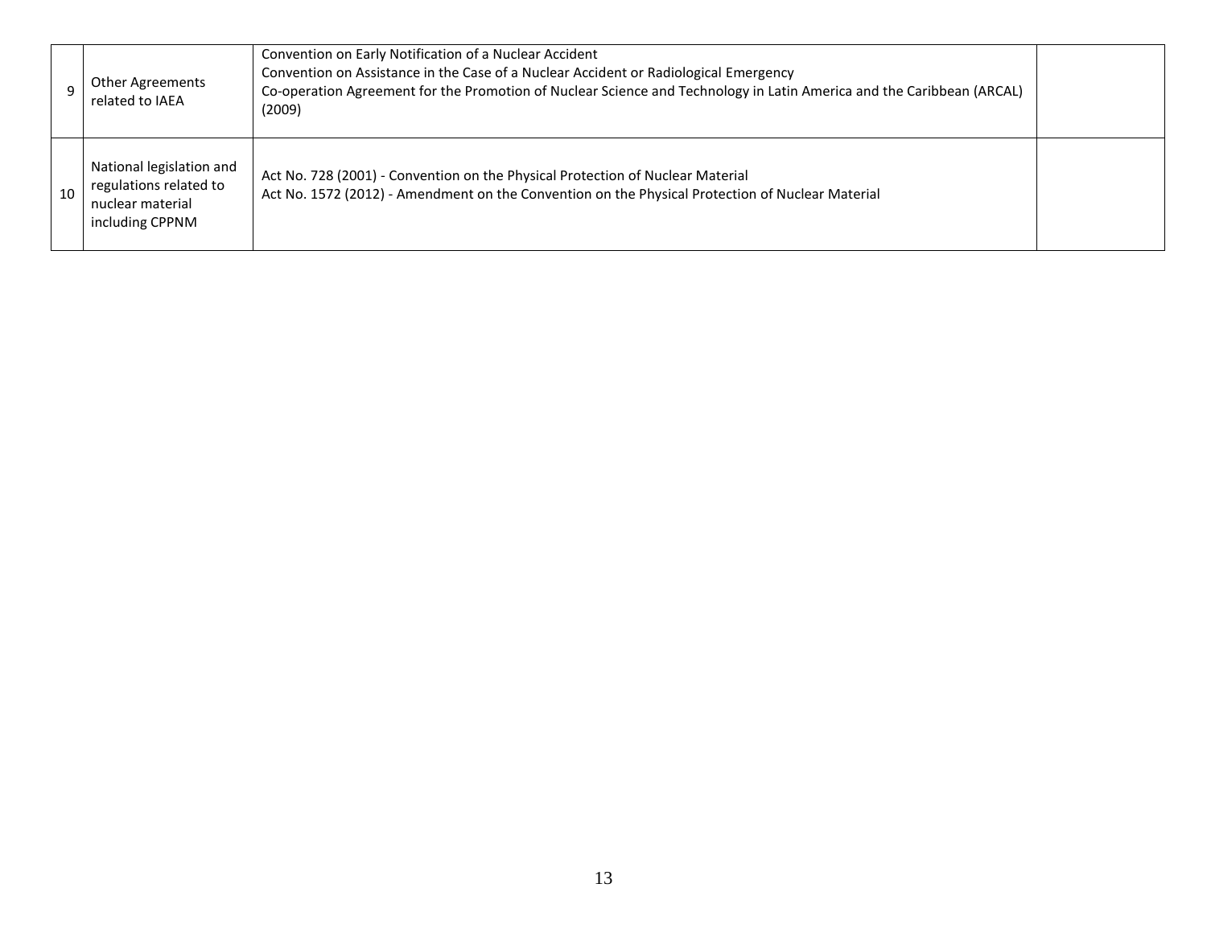| | | | |
|---|---|---|---|
| 9 | Other Agreements related to IAEA | Convention on Early Notification of a Nuclear Accident<br>Convention on Assistance in the Case of a Nuclear Accident or Radiological Emergency<br>Co-operation Agreement for the Promotion of Nuclear Science and Technology in Latin America and the Caribbean (ARCAL) (2009) | |
| 10 | National legislation and regulations related to nuclear material including CPPNM | Act No. 728 (2001) - Convention on the Physical Protection of Nuclear Material<br>Act No. 1572 (2012) - Amendment on the Convention on the Physical Protection of Nuclear Material | |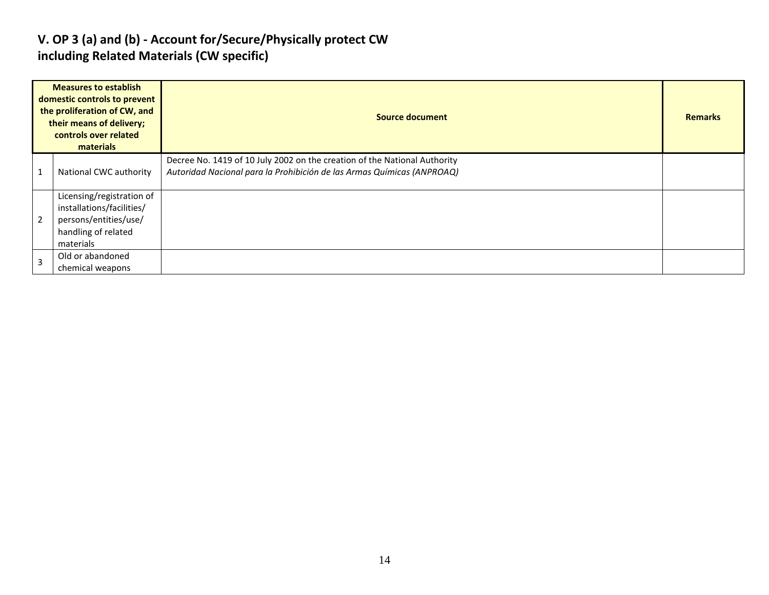## V. OP 3 (a) and (b) - Account for/Secure/Physically protect CW including Related Materials (CW specific)

| Measures to establish domestic controls to prevent the proliferation of CW, and their means of delivery; controls over related materials | | Source document | Remarks |
|---|---|---|---|
| 1 | National CWC authority | Decree No. 1419 of 10 July 2002 on the creation of the National Authority *Autoridad Nacional para la Prohibición de las Armas Químicas (ANPROAQ)* | |
| 2 | Licensing/registration of installations/facilities/ persons/entities/use/ handling of related materials | | |
| 3 | Old or abandoned chemical weapons | | |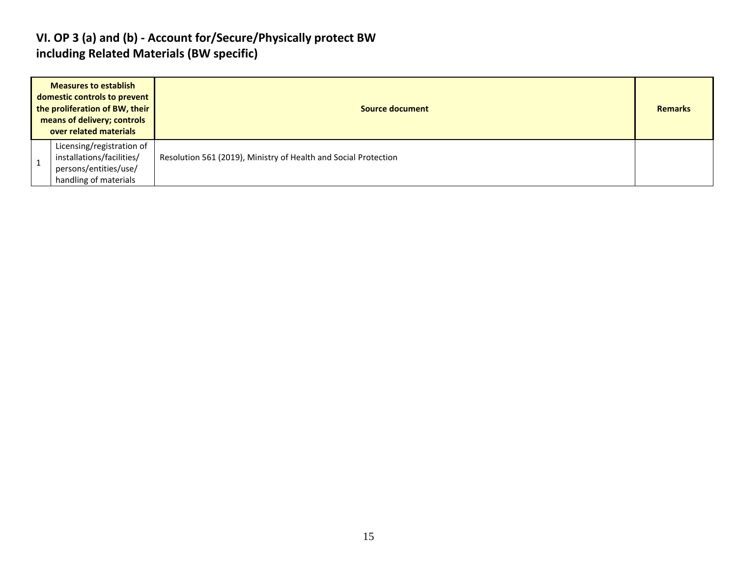## VI. OP 3 (a) and (b) - Account for/Secure/Physically protect BW including Related Materials (BW specific)

| Measures to establish domestic controls to prevent the proliferation of BW, their means of delivery; controls over related materials | | Source document | Remarks |
|---|---|---|---|
| 1 | Licensing/registration of installations/facilities/ persons/entities/use/ handling of materials | Resolution 561 (2019), Ministry of Health and Social Protection | |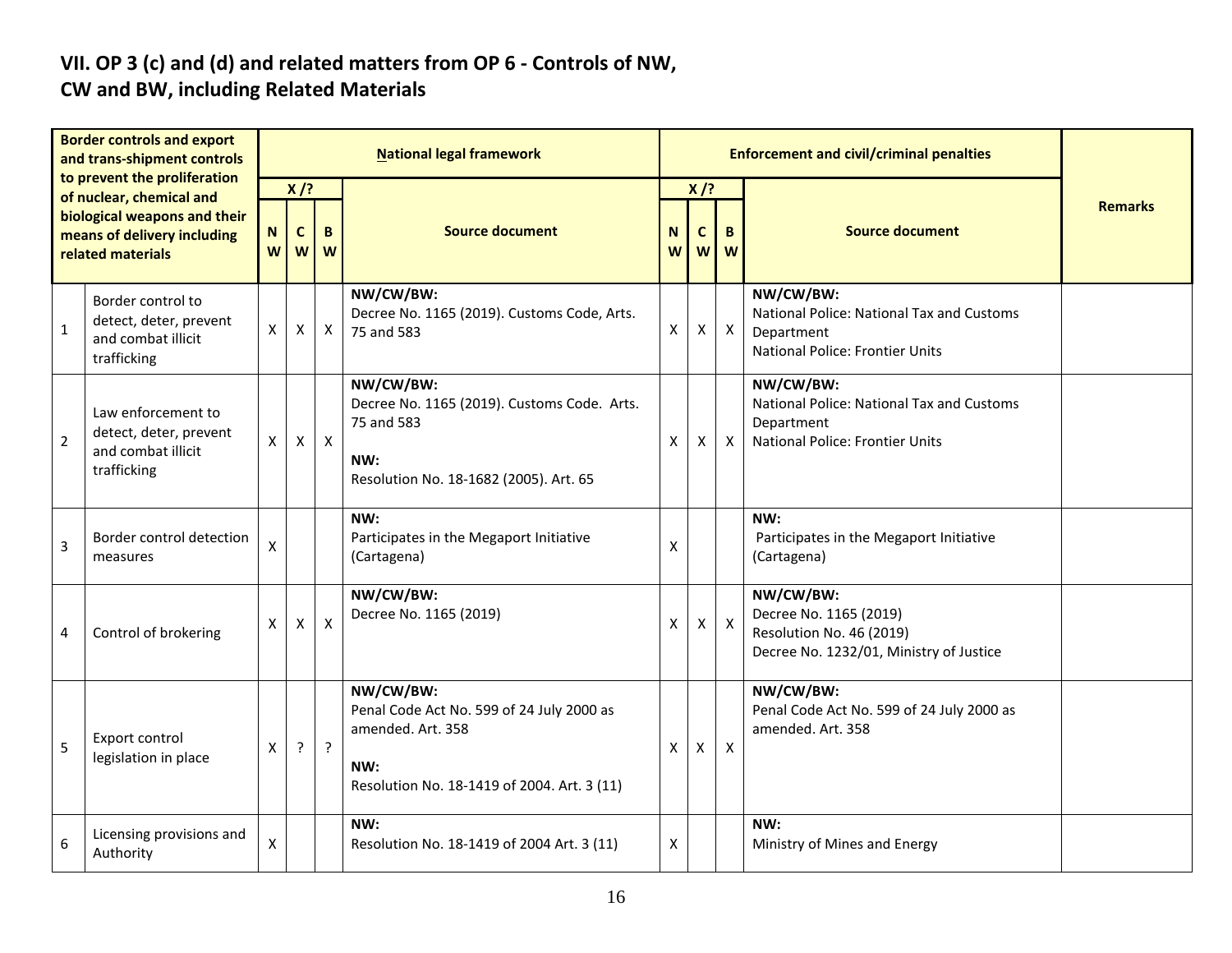## VII. OP 3 (c) and (d) and related matters from OP 6 - Controls of NW, CW and BW, including Related Materials

| Border controls and export and trans-shipment controls to prevent the proliferation of nuclear, chemical and biological weapons and their means of delivery including related materials | | National legal framework | | | | Enforcement and civil/criminal penalties | | | | Remarks |
|---|---|---|---|---|---|---|---|---|---|---|
| | | X /? | | | Source document | X /? | | | Source document | |
| | | NW | CW | BW | | NW | CW | BW | | |
| 1 | Border control to detect, deter, prevent and combat illicit trafficking | X | X | X | **NW/CW/BW:**<br>Decree No. 1165 (2019). Customs Code, Arts. 75 and 583 | X | X | X | **NW/CW/BW:**<br>National Police: National Tax and Customs Department<br>National Police: Frontier Units | |
| 2 | Law enforcement to detect, deter, prevent and combat illicit trafficking | X | X | X | **NW/CW/BW:**<br>Decree No. 1165 (2019). Customs Code. Arts. 75 and 583<br><br>**NW:**<br>Resolution No. 18-1682 (2005). Art. 65 | X | X | X | **NW/CW/BW:**<br>National Police: National Tax and Customs Department<br>National Police: Frontier Units | |
| 3 | Border control detection measures | X | | | **NW:**<br>Participates in the Megaport Initiative (Cartagena) | X | | | **NW:**<br>Participates in the Megaport Initiative (Cartagena) | |
| 4 | Control of brokering | X | X | X | **NW/CW/BW:**<br>Decree No. 1165 (2019) | X | X | X | **NW/CW/BW:**<br>Decree No. 1165 (2019)<br>Resolution No. 46 (2019)<br>Decree No. 1232/01, Ministry of Justice | |
| 5 | Export control legislation in place | X | ? | ? | **NW/CW/BW:**<br>Penal Code Act No. 599 of 24 July 2000 as amended. Art. 358<br><br>**NW:**<br>Resolution No. 18-1419 of 2004. Art. 3 (11) | X | X | X | **NW/CW/BW:**<br>Penal Code Act No. 599 of 24 July 2000 as amended. Art. 358 | |
| 6 | Licensing provisions and Authority | X | | | **NW:**<br>Resolution No. 18-1419 of 2004 Art. 3 (11) | X | | | **NW:**<br>Ministry of Mines and Energy | |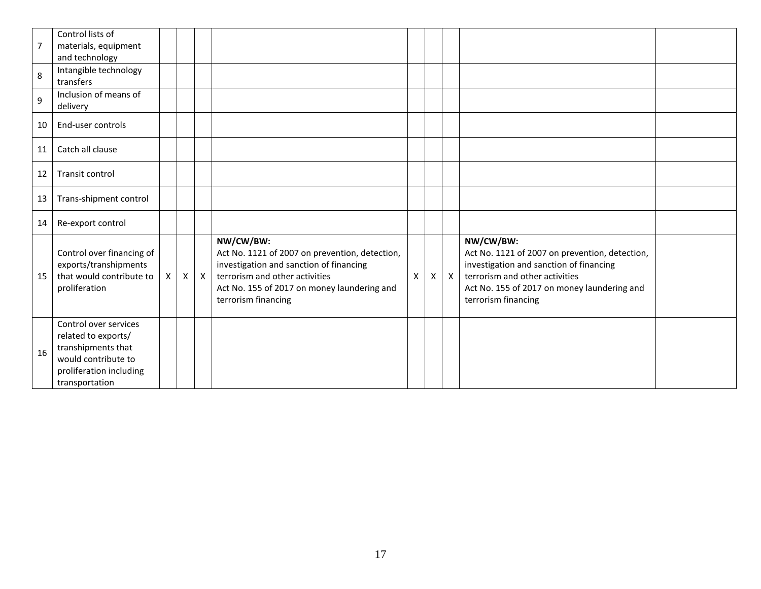| | | | | | | | | | | |
|---|---|---|---|---|---|---|---|---|---|---|
| 7 | Control lists of materials, equipment and technology | | | | | | | | | |
| 8 | Intangible technology transfers | | | | | | | | | |
| 9 | Inclusion of means of delivery | | | | | | | | | |
| 10 | End-user controls | | | | | | | | | |
| 11 | Catch all clause | | | | | | | | | |
| 12 | Transit control | | | | | | | | | |
| 13 | Trans-shipment control | | | | | | | | | |
| 14 | Re-export control | | | | | | | | | |
| 15 | Control over financing of exports/transhipments that would contribute to proliferation | X | X | X | **NW/CW/BW:** Act No. 1121 of 2007 on prevention, detection, investigation and sanction of financing terrorism and other activities Act No. 155 of 2017 on money laundering and terrorism financing | X | X | X | **NW/CW/BW:** Act No. 1121 of 2007 on prevention, detection, investigation and sanction of financing terrorism and other activities Act No. 155 of 2017 on money laundering and terrorism financing | |
| 16 | Control over services related to exports/ transhipments that would contribute to proliferation including transportation | | | | | | | | | |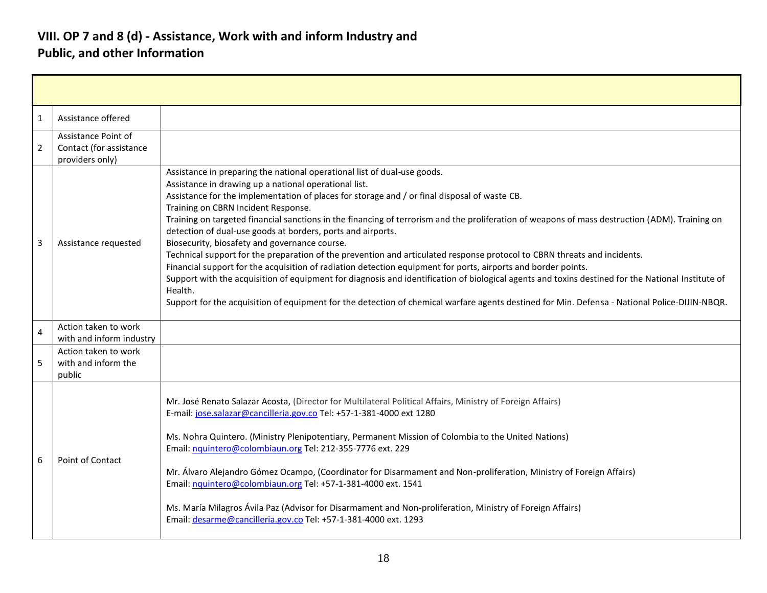## VIII. OP 7 and 8 (d) - Assistance, Work with and inform Industry and Public, and other Information

| | | |
|---|---|---|
| 1 | Assistance offered | |
| 2 | Assistance Point of Contact (for assistance providers only) | |
| 3 | Assistance requested | Assistance in preparing the national operational list of dual-use goods.<br>Assistance in drawing up a national operational list.<br>Assistance for the implementation of places for storage and / or final disposal of waste CB.<br>Training on CBRN Incident Response.<br>Training on targeted financial sanctions in the financing of terrorism and the proliferation of weapons of mass destruction (ADM). Training on detection of dual-use goods at borders, ports and airports.<br>Biosecurity, biosafety and governance course.<br>Technical support for the preparation of the prevention and articulated response protocol to CBRN threats and incidents.<br>Financial support for the acquisition of radiation detection equipment for ports, airports and border points.<br>Support with the acquisition of equipment for diagnosis and identification of biological agents and toxins destined for the National Institute of Health.<br>Support for the acquisition of equipment for the detection of chemical warfare agents destined for Min. Defensa - National Police-DIJIN-NBQR. |
| 4 | Action taken to work with and inform industry | |
| 5 | Action taken to work with and inform the public | |
| 6 | Point of Contact | Mr. José Renato Salazar Acosta, (Director for Multilateral Political Affairs, Ministry of Foreign Affairs)<br>E-mail: jose.salazar@cancilleria.gov.co Tel: +57-1-381-4000 ext 1280<br><br>Ms. Nohra Quintero. (Ministry Plenipotentiary, Permanent Mission of Colombia to the United Nations)<br>Email: nquintero@colombiaun.org Tel: 212-355-7776 ext. 229<br><br>Mr. Álvaro Alejandro Gómez Ocampo, (Coordinator for Disarmament and Non-proliferation, Ministry of Foreign Affairs)<br>Email: nquintero@colombiaun.org Tel: +57-1-381-4000 ext. 1541<br><br>Ms. María Milagros Ávila Paz (Advisor for Disarmament and Non-proliferation, Ministry of Foreign Affairs)<br>Email: desarme@cancilleria.gov.co Tel: +57-1-381-4000 ext. 1293 |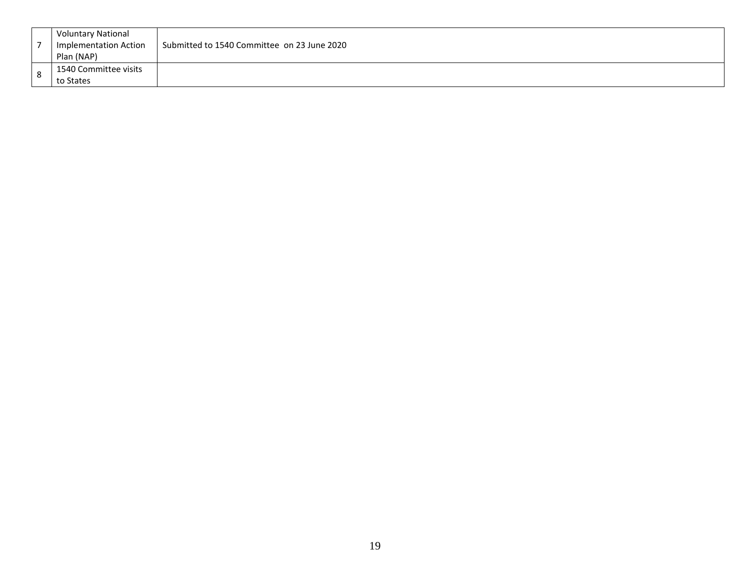| | | |
|---|---|---|
| 7 | Voluntary National Implementation Action Plan (NAP) | Submitted to 1540 Committee on 23 June 2020 |
| 8 | 1540 Committee visits to States | |